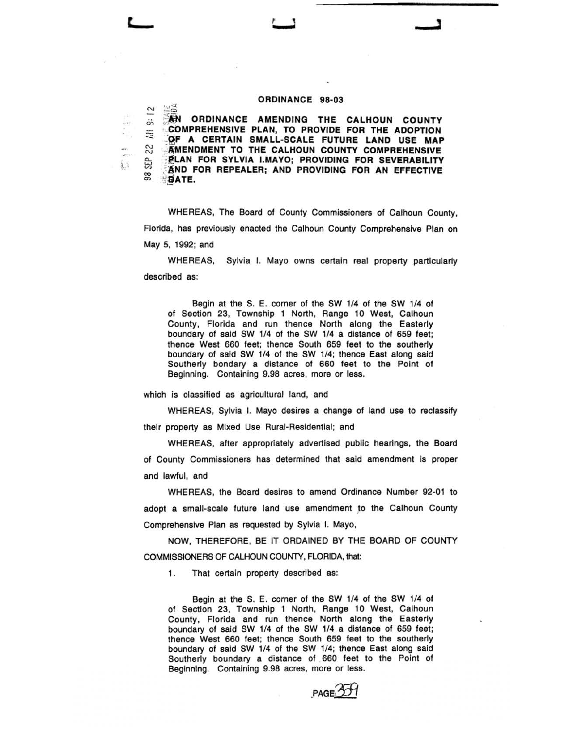## ORDINANCE 98-03

**AN ORDINANCE AMENDING THE CALHOUN COUNTY COMPREHENSIVE PLAN, TO PROVIDE FOR THE ADOPTION OF A CERTAIN SMALL-SCALE FUTURE LAND USE MAP AMENDMENT TO THE CALHOUN COUNTY COMPREHENSIVE PLAN FOR SYLVIA I.MAYO; PROVIDING FOR SEVERABILITY AND FOR REPEALER; AND PROVIDING FOR AN EFFECTIVE DATE.**

WHEREAS, The Board of County Commissioners of Calhoun County, Florida, has previously enacted the Calhoun County Comprehensive Plan on May 5, 1992; and

WHEREAS, Sylvia I. Mayo owns certain real property particularly described as:

> Begin at the S. E. corner of the SW 1/4 of the SW 1/4 of of Section 23, Township 1 North, Range 10 West, Calhoun County, Florida and run thence North along the Easterly boundary of said SW 1/4 of the SW 1/4 a distance of 659 feet; thence West 660 feet; thence South 659 feet to the southerly boundary of said SW 1/4 of the SW 1/4; thence East along said Southerly bondary a distance of 660 feet to the Point of Beginning. Containing 9.98 acres, more or less.

which is classified as agricultural land, and

WHEREAS, Sylvia I. Mayo desires a change of land use to reclassify their property as Mixed Use Rural-Residential; and

WHEREAS, after appropriately advertised public hearings, the Board of County Commissioners has determined that said amendment is proper and lawful, and

WHEREAS, the Board desires to amend Ordinance Number 92-01 to adopt a small-scale future land use amendment to the Calhoun County Comprehensive Plan as requested by Sylvia I. Mayo,

NOW, THEREFORE, BE IT ORDAINED BY THE BOARD OF COUNTY COMMISSIONERS OF CALHOUN COUNTY, FLORIDA, that:

1. That certain property described as:

> Begin at the S. E. corner of the SW 1/4 of the SW 1/4 of of Section 23, Township 1 North, Range 10 West, Calhoun County, Florida and run thence North along the Easterly boundary of said SW 1/4 of the SW 1/4 a distance of 659 feet; thence West 660 feet; thence South 659 feet to the southerly boundary of said SW 1/4 of the SW 1/4; thence East along said Southerly boundary a distance of 660 feet to the Point of Beginning. Containing 9.98 acres, more or less.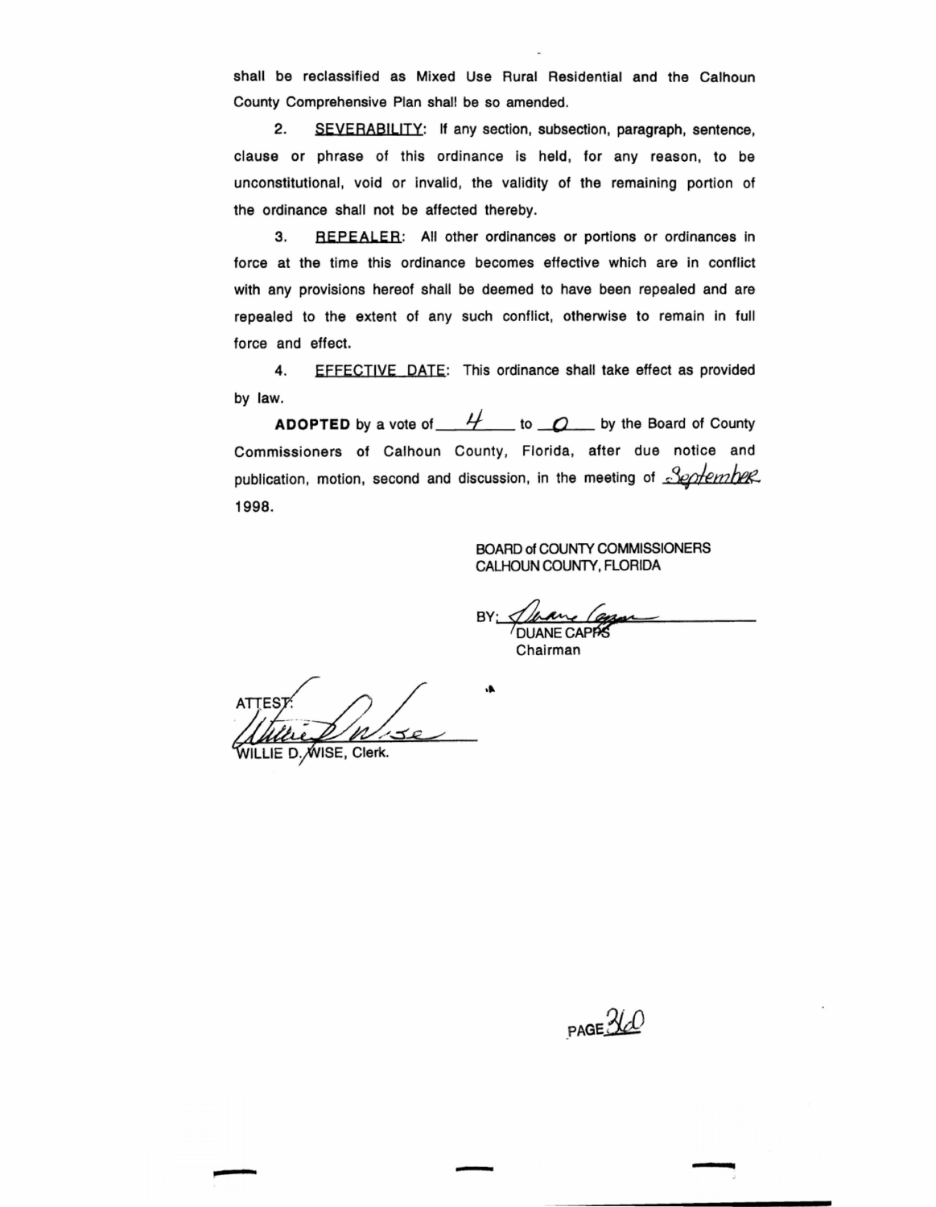shall be reclassified as Mixed Use Rural Residential and the Calhoun County Comprehensive Plan shall be so amended.

2. SEVERABILITY: If any section, subsection, paragraph, sentence, clause or phrase of this ordinance is held, for any reason, to be unconstitutional, void or invalid, the validity of the remaining portion of the ordinance shall not be affected thereby.

3. REPEALER: All other ordinances or portions or ordinances in force at the time this ordinance becomes effective which are in conflict with any provisions hereof shall be deemed to have been repealed and are repealed to the extent of any such conflict, otherwise to remain in full force and effect.

4. EFFECTIVE DATE: This ordinance shall take effect as provided by law.

**ADOPTED** by a vote of 4 to 0 by the Board of County Commissioners of Calhoun County, Florida, after due notice and publication, motion, second and discussion, in the meeting of September 1998.

BOARD of COUNTY COMMISSIONERS
CALHOUN COUNTY, FLORIDA

BY: ______________________
DUANE CAPPS
Chairman

ATTEST:
______________________
WILLIE D. WISE, Clerk.

PAGE 360